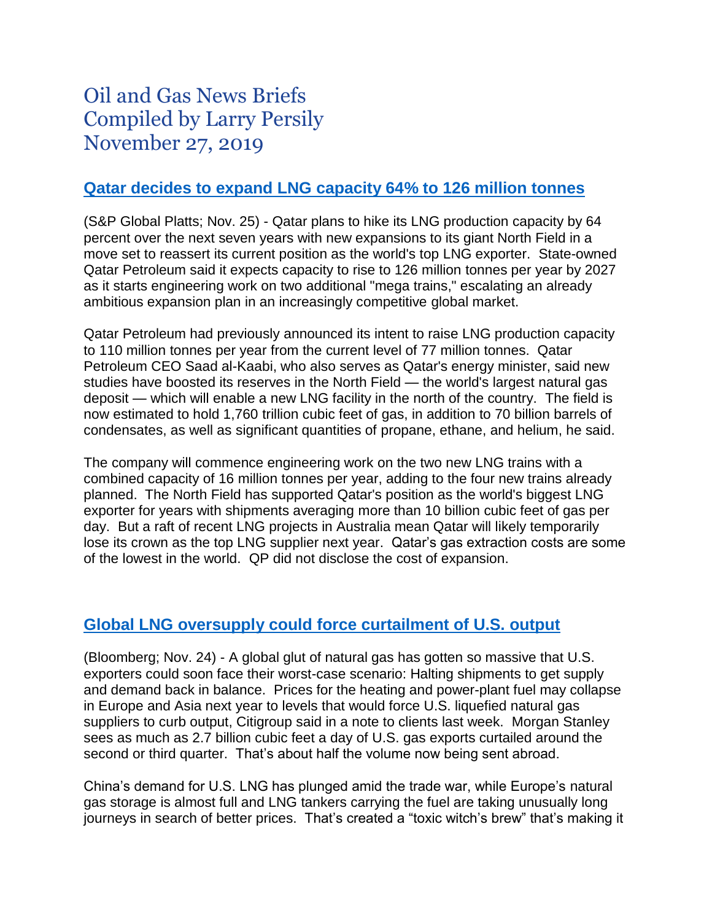# Oil and Gas News Briefs
# Compiled by Larry Persily
# November 27, 2019

## Qatar decides to expand LNG capacity 64% to 126 million tonnes

(S&P Global Platts; Nov. 25) - Qatar plans to hike its LNG production capacity by 64 percent over the next seven years with new expansions to its giant North Field in a move set to reassert its current position as the world's top LNG exporter. State-owned Qatar Petroleum said it expects capacity to rise to 126 million tonnes per year by 2027 as it starts engineering work on two additional "mega trains," escalating an already ambitious expansion plan in an increasingly competitive global market.

Qatar Petroleum had previously announced its intent to raise LNG production capacity to 110 million tonnes per year from the current level of 77 million tonnes. Qatar Petroleum CEO Saad al-Kaabi, who also serves as Qatar's energy minister, said new studies have boosted its reserves in the North Field — the world's largest natural gas deposit — which will enable a new LNG facility in the north of the country. The field is now estimated to hold 1,760 trillion cubic feet of gas, in addition to 70 billion barrels of condensates, as well as significant quantities of propane, ethane, and helium, he said.

The company will commence engineering work on the two new LNG trains with a combined capacity of 16 million tonnes per year, adding to the four new trains already planned. The North Field has supported Qatar's position as the world's biggest LNG exporter for years with shipments averaging more than 10 billion cubic feet of gas per day. But a raft of recent LNG projects in Australia mean Qatar will likely temporarily lose its crown as the top LNG supplier next year. Qatar's gas extraction costs are some of the lowest in the world. QP did not disclose the cost of expansion.

## Global LNG oversupply could force curtailment of U.S. output

(Bloomberg; Nov. 24) - A global glut of natural gas has gotten so massive that U.S. exporters could soon face their worst-case scenario: Halting shipments to get supply and demand back in balance. Prices for the heating and power-plant fuel may collapse in Europe and Asia next year to levels that would force U.S. liquefied natural gas suppliers to curb output, Citigroup said in a note to clients last week. Morgan Stanley sees as much as 2.7 billion cubic feet a day of U.S. gas exports curtailed around the second or third quarter. That's about half the volume now being sent abroad.

China's demand for U.S. LNG has plunged amid the trade war, while Europe's natural gas storage is almost full and LNG tankers carrying the fuel are taking unusually long journeys in search of better prices. That's created a "toxic witch's brew" that's making it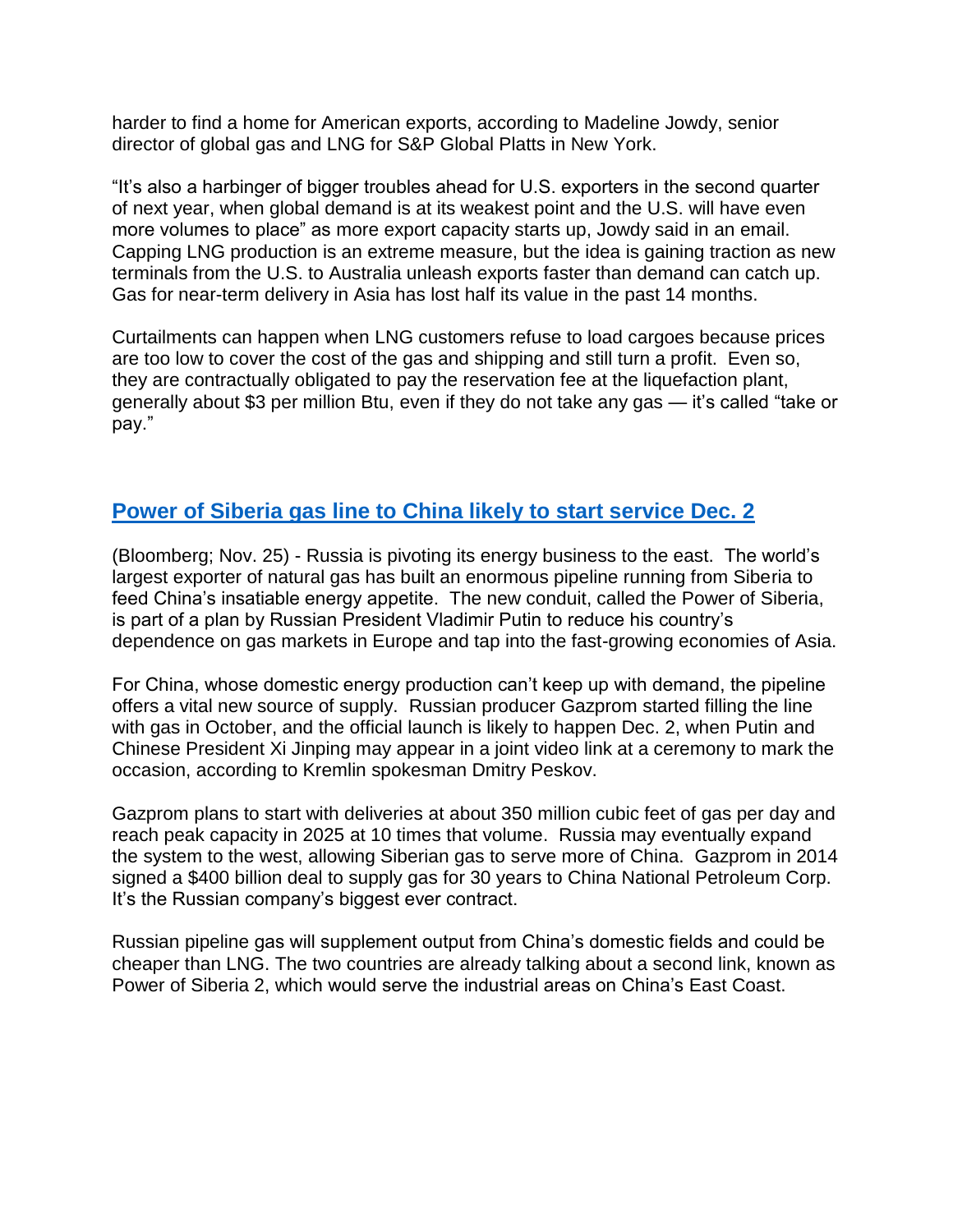harder to find a home for American exports, according to Madeline Jowdy, senior director of global gas and LNG for S&P Global Platts in New York.

"It's also a harbinger of bigger troubles ahead for U.S. exporters in the second quarter of next year, when global demand is at its weakest point and the U.S. will have even more volumes to place" as more export capacity starts up, Jowdy said in an email. Capping LNG production is an extreme measure, but the idea is gaining traction as new terminals from the U.S. to Australia unleash exports faster than demand can catch up. Gas for near-term delivery in Asia has lost half its value in the past 14 months.

Curtailments can happen when LNG customers refuse to load cargoes because prices are too low to cover the cost of the gas and shipping and still turn a profit. Even so, they are contractually obligated to pay the reservation fee at the liquefaction plant, generally about $3 per million Btu, even if they do not take any gas — it's called "take or pay."

## Power of Siberia gas line to China likely to start service Dec. 2

(Bloomberg; Nov. 25) - Russia is pivoting its energy business to the east. The world's largest exporter of natural gas has built an enormous pipeline running from Siberia to feed China's insatiable energy appetite. The new conduit, called the Power of Siberia, is part of a plan by Russian President Vladimir Putin to reduce his country's dependence on gas markets in Europe and tap into the fast-growing economies of Asia.

For China, whose domestic energy production can't keep up with demand, the pipeline offers a vital new source of supply. Russian producer Gazprom started filling the line with gas in October, and the official launch is likely to happen Dec. 2, when Putin and Chinese President Xi Jinping may appear in a joint video link at a ceremony to mark the occasion, according to Kremlin spokesman Dmitry Peskov.

Gazprom plans to start with deliveries at about 350 million cubic feet of gas per day and reach peak capacity in 2025 at 10 times that volume. Russia may eventually expand the system to the west, allowing Siberian gas to serve more of China. Gazprom in 2014 signed a $400 billion deal to supply gas for 30 years to China National Petroleum Corp. It's the Russian company's biggest ever contract.

Russian pipeline gas will supplement output from China's domestic fields and could be cheaper than LNG. The two countries are already talking about a second link, known as Power of Siberia 2, which would serve the industrial areas on China's East Coast.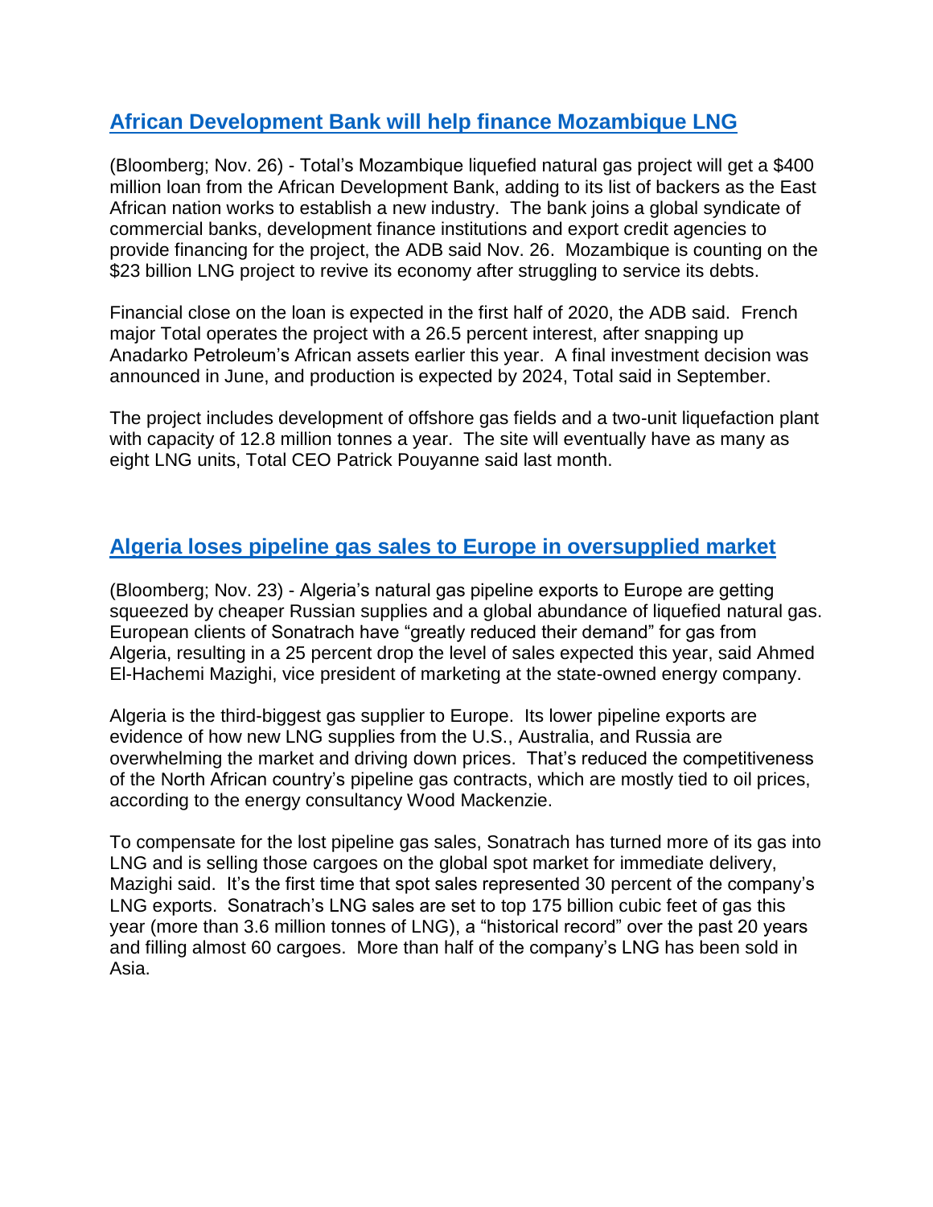## [African Development Bank will help finance Mozambique LNG]()

(Bloomberg; Nov. 26) - Total's Mozambique liquefied natural gas project will get a $400 million loan from the African Development Bank, adding to its list of backers as the East African nation works to establish a new industry. The bank joins a global syndicate of commercial banks, development finance institutions and export credit agencies to provide financing for the project, the ADB said Nov. 26. Mozambique is counting on the $23 billion LNG project to revive its economy after struggling to service its debts.

Financial close on the loan is expected in the first half of 2020, the ADB said. French major Total operates the project with a 26.5 percent interest, after snapping up Anadarko Petroleum's African assets earlier this year. A final investment decision was announced in June, and production is expected by 2024, Total said in September.

The project includes development of offshore gas fields and a two-unit liquefaction plant with capacity of 12.8 million tonnes a year. The site will eventually have as many as eight LNG units, Total CEO Patrick Pouyanne said last month.

## [Algeria loses pipeline gas sales to Europe in oversupplied market]()

(Bloomberg; Nov. 23) - Algeria's natural gas pipeline exports to Europe are getting squeezed by cheaper Russian supplies and a global abundance of liquefied natural gas. European clients of Sonatrach have "greatly reduced their demand" for gas from Algeria, resulting in a 25 percent drop the level of sales expected this year, said Ahmed El-Hachemi Mazighi, vice president of marketing at the state-owned energy company.

Algeria is the third-biggest gas supplier to Europe. Its lower pipeline exports are evidence of how new LNG supplies from the U.S., Australia, and Russia are overwhelming the market and driving down prices. That's reduced the competitiveness of the North African country's pipeline gas contracts, which are mostly tied to oil prices, according to the energy consultancy Wood Mackenzie.

To compensate for the lost pipeline gas sales, Sonatrach has turned more of its gas into LNG and is selling those cargoes on the global spot market for immediate delivery, Mazighi said. It's the first time that spot sales represented 30 percent of the company's LNG exports. Sonatrach's LNG sales are set to top 175 billion cubic feet of gas this year (more than 3.6 million tonnes of LNG), a "historical record" over the past 20 years and filling almost 60 cargoes. More than half of the company's LNG has been sold in Asia.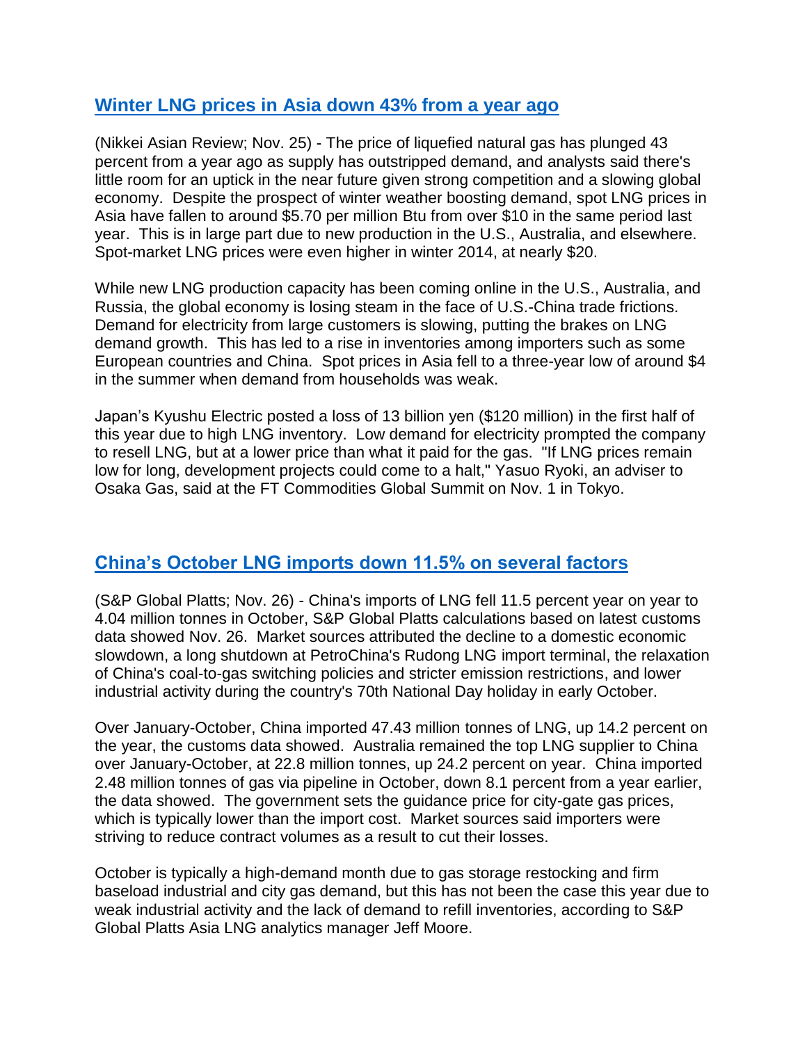## [Winter LNG prices in Asia down 43% from a year ago]

(Nikkei Asian Review; Nov. 25) - The price of liquefied natural gas has plunged 43 percent from a year ago as supply has outstripped demand, and analysts said there's little room for an uptick in the near future given strong competition and a slowing global economy. Despite the prospect of winter weather boosting demand, spot LNG prices in Asia have fallen to around $5.70 per million Btu from over $10 in the same period last year. This is in large part due to new production in the U.S., Australia, and elsewhere. Spot-market LNG prices were even higher in winter 2014, at nearly $20.

While new LNG production capacity has been coming online in the U.S., Australia, and Russia, the global economy is losing steam in the face of U.S.-China trade frictions. Demand for electricity from large customers is slowing, putting the brakes on LNG demand growth. This has led to a rise in inventories among importers such as some European countries and China. Spot prices in Asia fell to a three-year low of around $4 in the summer when demand from households was weak.

Japan's Kyushu Electric posted a loss of 13 billion yen ($120 million) in the first half of this year due to high LNG inventory. Low demand for electricity prompted the company to resell LNG, but at a lower price than what it paid for the gas. "If LNG prices remain low for long, development projects could come to a halt," Yasuo Ryoki, an adviser to Osaka Gas, said at the FT Commodities Global Summit on Nov. 1 in Tokyo.

## [China's October LNG imports down 11.5% on several factors]

(S&P Global Platts; Nov. 26) - China's imports of LNG fell 11.5 percent year on year to 4.04 million tonnes in October, S&P Global Platts calculations based on latest customs data showed Nov. 26. Market sources attributed the decline to a domestic economic slowdown, a long shutdown at PetroChina's Rudong LNG import terminal, the relaxation of China's coal-to-gas switching policies and stricter emission restrictions, and lower industrial activity during the country's 70th National Day holiday in early October.

Over January-October, China imported 47.43 million tonnes of LNG, up 14.2 percent on the year, the customs data showed. Australia remained the top LNG supplier to China over January-October, at 22.8 million tonnes, up 24.2 percent on year. China imported 2.48 million tonnes of gas via pipeline in October, down 8.1 percent from a year earlier, the data showed. The government sets the guidance price for city-gate gas prices, which is typically lower than the import cost. Market sources said importers were striving to reduce contract volumes as a result to cut their losses.

October is typically a high-demand month due to gas storage restocking and firm baseload industrial and city gas demand, but this has not been the case this year due to weak industrial activity and the lack of demand to refill inventories, according to S&P Global Platts Asia LNG analytics manager Jeff Moore.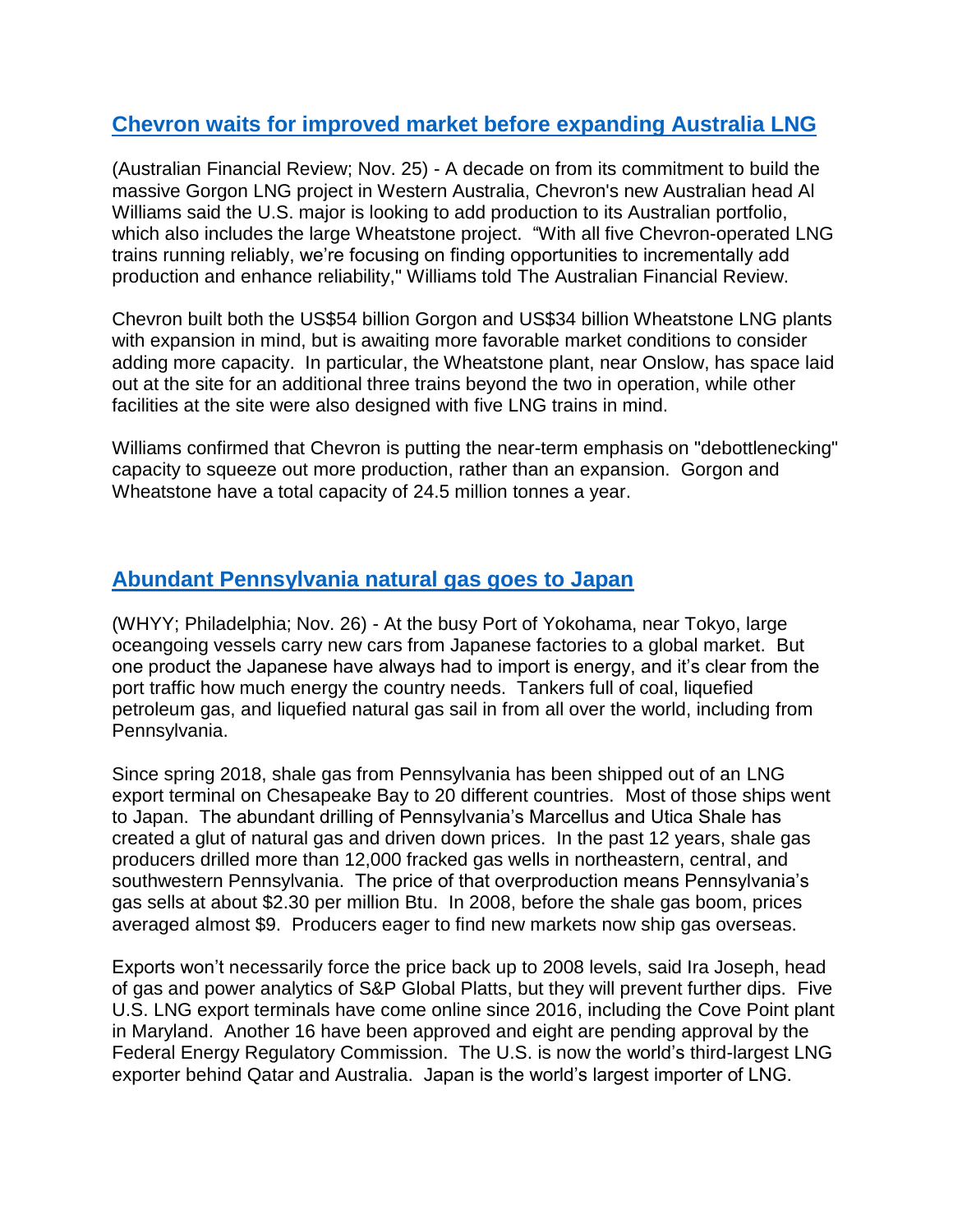## [Chevron waits for improved market before expanding Australia LNG]()

(Australian Financial Review; Nov. 25) - A decade on from its commitment to build the massive Gorgon LNG project in Western Australia, Chevron's new Australian head Al Williams said the U.S. major is looking to add production to its Australian portfolio, which also includes the large Wheatstone project. "With all five Chevron-operated LNG trains running reliably, we're focusing on finding opportunities to incrementally add production and enhance reliability," Williams told The Australian Financial Review.

Chevron built both the US$54 billion Gorgon and US$34 billion Wheatstone LNG plants with expansion in mind, but is awaiting more favorable market conditions to consider adding more capacity. In particular, the Wheatstone plant, near Onslow, has space laid out at the site for an additional three trains beyond the two in operation, while other facilities at the site were also designed with five LNG trains in mind.

Williams confirmed that Chevron is putting the near-term emphasis on "debottlenecking" capacity to squeeze out more production, rather than an expansion. Gorgon and Wheatstone have a total capacity of 24.5 million tonnes a year.

## [Abundant Pennsylvania natural gas goes to Japan]()

(WHYY; Philadelphia; Nov. 26) - At the busy Port of Yokohama, near Tokyo, large oceangoing vessels carry new cars from Japanese factories to a global market. But one product the Japanese have always had to import is energy, and it's clear from the port traffic how much energy the country needs. Tankers full of coal, liquefied petroleum gas, and liquefied natural gas sail in from all over the world, including from Pennsylvania.

Since spring 2018, shale gas from Pennsylvania has been shipped out of an LNG export terminal on Chesapeake Bay to 20 different countries. Most of those ships went to Japan. The abundant drilling of Pennsylvania's Marcellus and Utica Shale has created a glut of natural gas and driven down prices. In the past 12 years, shale gas producers drilled more than 12,000 fracked gas wells in northeastern, central, and southwestern Pennsylvania. The price of that overproduction means Pennsylvania's gas sells at about $2.30 per million Btu. In 2008, before the shale gas boom, prices averaged almost $9. Producers eager to find new markets now ship gas overseas.

Exports won't necessarily force the price back up to 2008 levels, said Ira Joseph, head of gas and power analytics of S&P Global Platts, but they will prevent further dips. Five U.S. LNG export terminals have come online since 2016, including the Cove Point plant in Maryland. Another 16 have been approved and eight are pending approval by the Federal Energy Regulatory Commission. The U.S. is now the world's third-largest LNG exporter behind Qatar and Australia. Japan is the world's largest importer of LNG.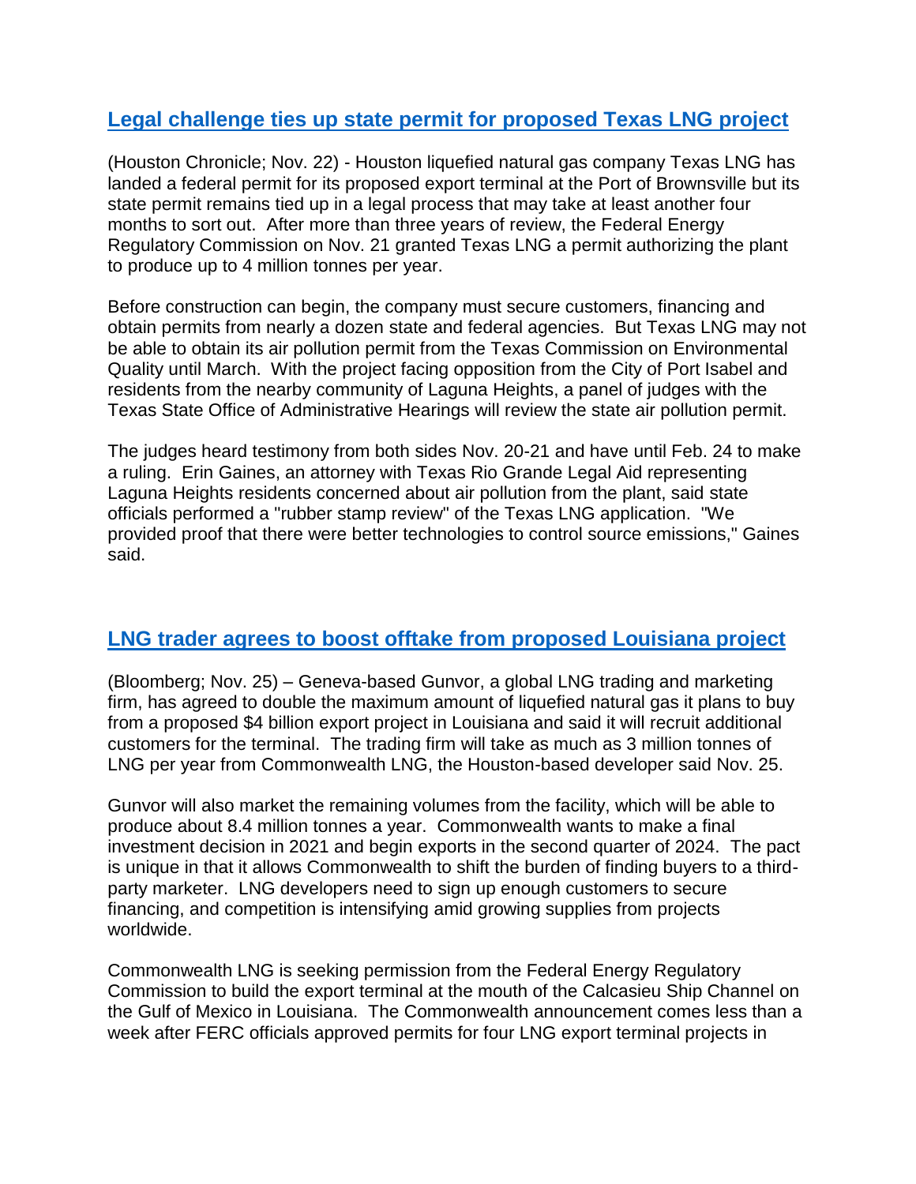## [Legal challenge ties up state permit for proposed Texas LNG project]

(Houston Chronicle; Nov. 22) - Houston liquefied natural gas company Texas LNG has landed a federal permit for its proposed export terminal at the Port of Brownsville but its state permit remains tied up in a legal process that may take at least another four months to sort out. After more than three years of review, the Federal Energy Regulatory Commission on Nov. 21 granted Texas LNG a permit authorizing the plant to produce up to 4 million tonnes per year.

Before construction can begin, the company must secure customers, financing and obtain permits from nearly a dozen state and federal agencies. But Texas LNG may not be able to obtain its air pollution permit from the Texas Commission on Environmental Quality until March. With the project facing opposition from the City of Port Isabel and residents from the nearby community of Laguna Heights, a panel of judges with the Texas State Office of Administrative Hearings will review the state air pollution permit.

The judges heard testimony from both sides Nov. 20-21 and have until Feb. 24 to make a ruling. Erin Gaines, an attorney with Texas Rio Grande Legal Aid representing Laguna Heights residents concerned about air pollution from the plant, said state officials performed a "rubber stamp review" of the Texas LNG application. "We provided proof that there were better technologies to control source emissions," Gaines said.

## [LNG trader agrees to boost offtake from proposed Louisiana project]

(Bloomberg; Nov. 25) – Geneva-based Gunvor, a global LNG trading and marketing firm, has agreed to double the maximum amount of liquefied natural gas it plans to buy from a proposed $4 billion export project in Louisiana and said it will recruit additional customers for the terminal. The trading firm will take as much as 3 million tonnes of LNG per year from Commonwealth LNG, the Houston-based developer said Nov. 25.

Gunvor will also market the remaining volumes from the facility, which will be able to produce about 8.4 million tonnes a year. Commonwealth wants to make a final investment decision in 2021 and begin exports in the second quarter of 2024. The pact is unique in that it allows Commonwealth to shift the burden of finding buyers to a third-party marketer. LNG developers need to sign up enough customers to secure financing, and competition is intensifying amid growing supplies from projects worldwide.

Commonwealth LNG is seeking permission from the Federal Energy Regulatory Commission to build the export terminal at the mouth of the Calcasieu Ship Channel on the Gulf of Mexico in Louisiana. The Commonwealth announcement comes less than a week after FERC officials approved permits for four LNG export terminal projects in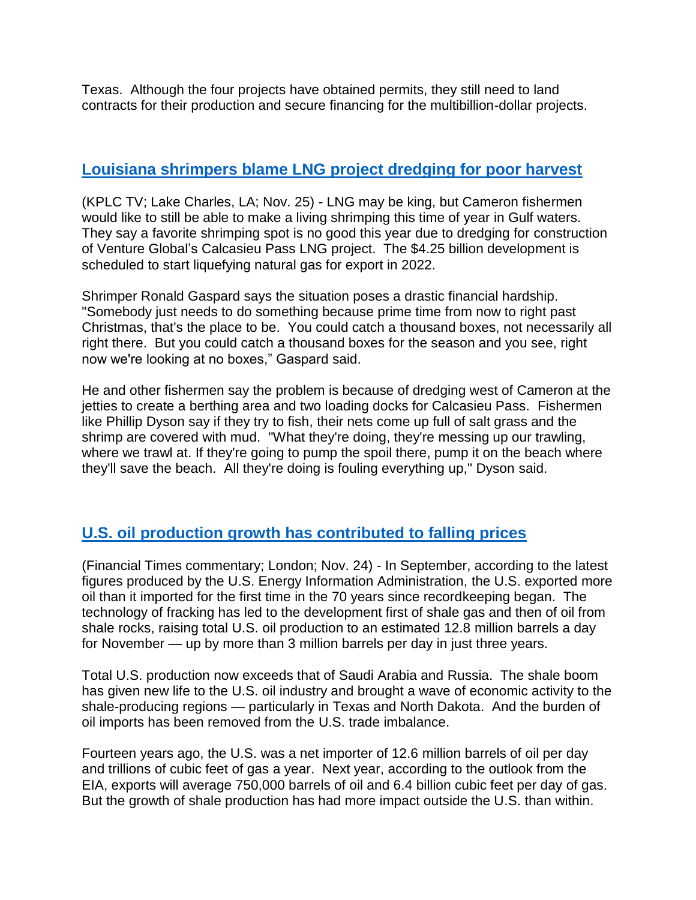Texas. Although the four projects have obtained permits, they still need to land contracts for their production and secure financing for the multibillion-dollar projects.

## Louisiana shrimpers blame LNG project dredging for poor harvest

(KPLC TV; Lake Charles, LA; Nov. 25) - LNG may be king, but Cameron fishermen would like to still be able to make a living shrimping this time of year in Gulf waters. They say a favorite shrimping spot is no good this year due to dredging for construction of Venture Global's Calcasieu Pass LNG project. The $4.25 billion development is scheduled to start liquefying natural gas for export in 2022.

Shrimper Ronald Gaspard says the situation poses a drastic financial hardship. "Somebody just needs to do something because prime time from now to right past Christmas, that's the place to be. You could catch a thousand boxes, not necessarily all right there. But you could catch a thousand boxes for the season and you see, right now we're looking at no boxes," Gaspard said.

He and other fishermen say the problem is because of dredging west of Cameron at the jetties to create a berthing area and two loading docks for Calcasieu Pass. Fishermen like Phillip Dyson say if they try to fish, their nets come up full of salt grass and the shrimp are covered with mud. "What they're doing, they're messing up our trawling, where we trawl at. If they're going to pump the spoil there, pump it on the beach where they'll save the beach. All they're doing is fouling everything up," Dyson said.

## U.S. oil production growth has contributed to falling prices

(Financial Times commentary; London; Nov. 24) - In September, according to the latest figures produced by the U.S. Energy Information Administration, the U.S. exported more oil than it imported for the first time in the 70 years since recordkeeping began. The technology of fracking has led to the development first of shale gas and then of oil from shale rocks, raising total U.S. oil production to an estimated 12.8 million barrels a day for November — up by more than 3 million barrels per day in just three years.

Total U.S. production now exceeds that of Saudi Arabia and Russia. The shale boom has given new life to the U.S. oil industry and brought a wave of economic activity to the shale-producing regions — particularly in Texas and North Dakota. And the burden of oil imports has been removed from the U.S. trade imbalance.

Fourteen years ago, the U.S. was a net importer of 12.6 million barrels of oil per day and trillions of cubic feet of gas a year. Next year, according to the outlook from the EIA, exports will average 750,000 barrels of oil and 6.4 billion cubic feet per day of gas. But the growth of shale production has had more impact outside the U.S. than within.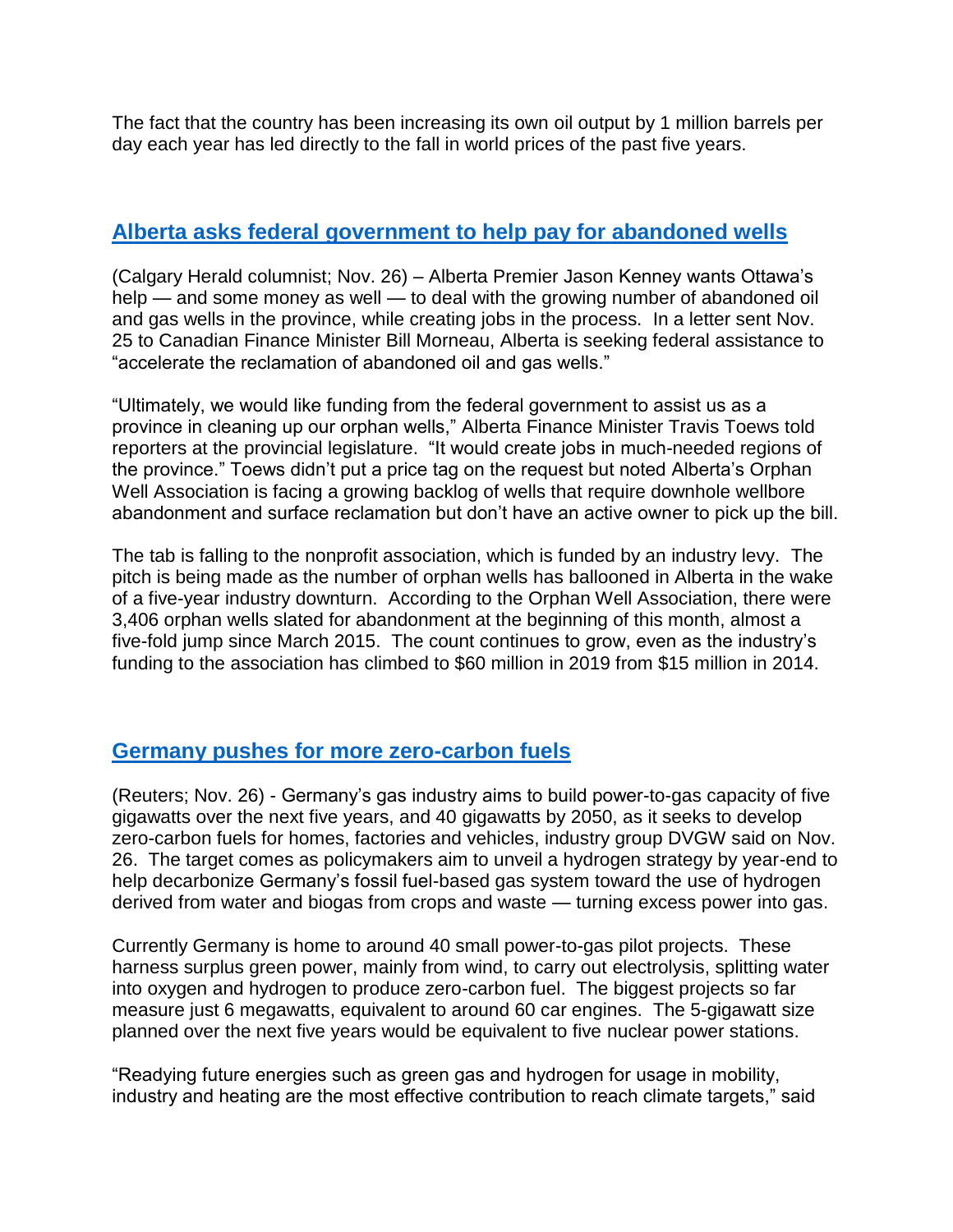The fact that the country has been increasing its own oil output by 1 million barrels per day each year has led directly to the fall in world prices of the past five years.

## Alberta asks federal government to help pay for abandoned wells

(Calgary Herald columnist; Nov. 26) – Alberta Premier Jason Kenney wants Ottawa's help — and some money as well — to deal with the growing number of abandoned oil and gas wells in the province, while creating jobs in the process. In a letter sent Nov. 25 to Canadian Finance Minister Bill Morneau, Alberta is seeking federal assistance to "accelerate the reclamation of abandoned oil and gas wells."

"Ultimately, we would like funding from the federal government to assist us as a province in cleaning up our orphan wells," Alberta Finance Minister Travis Toews told reporters at the provincial legislature. "It would create jobs in much-needed regions of the province." Toews didn't put a price tag on the request but noted Alberta's Orphan Well Association is facing a growing backlog of wells that require downhole wellbore abandonment and surface reclamation but don't have an active owner to pick up the bill.

The tab is falling to the nonprofit association, which is funded by an industry levy. The pitch is being made as the number of orphan wells has ballooned in Alberta in the wake of a five-year industry downturn. According to the Orphan Well Association, there were 3,406 orphan wells slated for abandonment at the beginning of this month, almost a five-fold jump since March 2015. The count continues to grow, even as the industry's funding to the association has climbed to $60 million in 2019 from $15 million in 2014.

## Germany pushes for more zero-carbon fuels

(Reuters; Nov. 26) - Germany's gas industry aims to build power-to-gas capacity of five gigawatts over the next five years, and 40 gigawatts by 2050, as it seeks to develop zero-carbon fuels for homes, factories and vehicles, industry group DVGW said on Nov. 26. The target comes as policymakers aim to unveil a hydrogen strategy by year-end to help decarbonize Germany's fossil fuel-based gas system toward the use of hydrogen derived from water and biogas from crops and waste — turning excess power into gas.

Currently Germany is home to around 40 small power-to-gas pilot projects. These harness surplus green power, mainly from wind, to carry out electrolysis, splitting water into oxygen and hydrogen to produce zero-carbon fuel. The biggest projects so far measure just 6 megawatts, equivalent to around 60 car engines. The 5-gigawatt size planned over the next five years would be equivalent to five nuclear power stations.

"Readying future energies such as green gas and hydrogen for usage in mobility, industry and heating are the most effective contribution to reach climate targets," said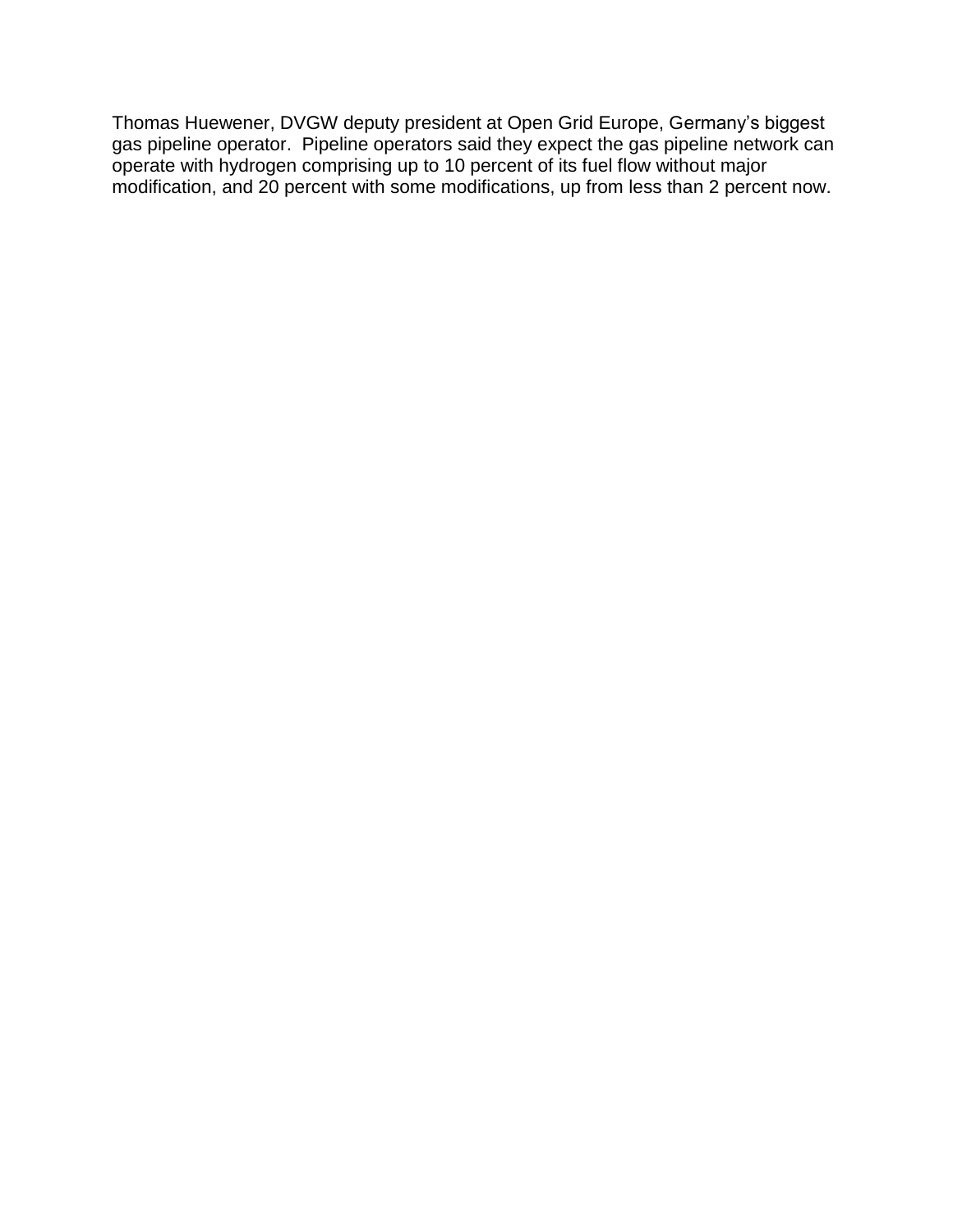Thomas Huewener, DVGW deputy president at Open Grid Europe, Germany's biggest gas pipeline operator.  Pipeline operators said they expect the gas pipeline network can operate with hydrogen comprising up to 10 percent of its fuel flow without major modification, and 20 percent with some modifications, up from less than 2 percent now.